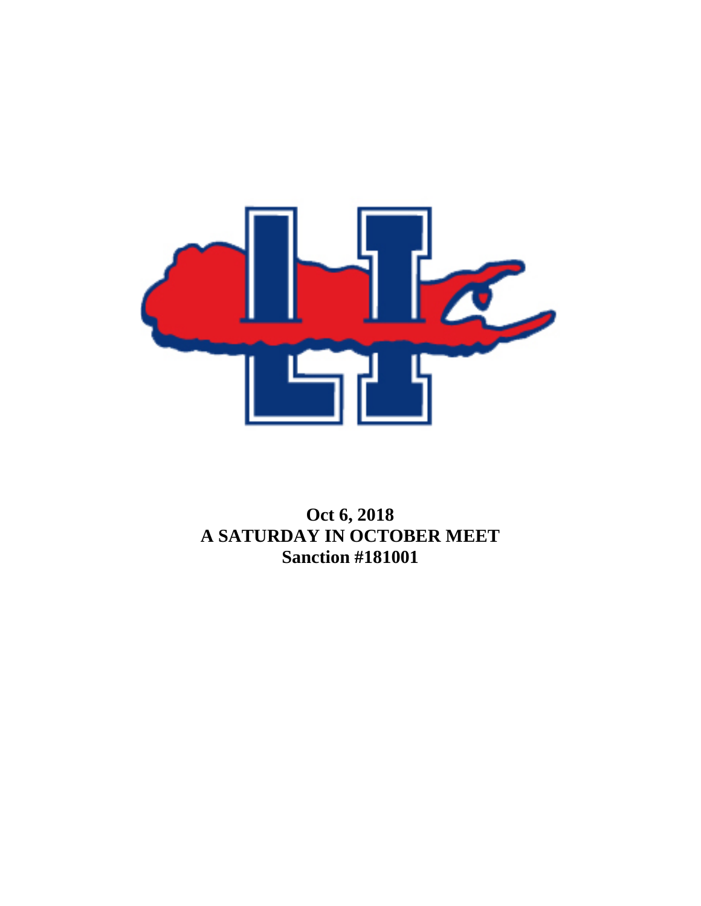**Oct 6, 2018**
**A SATURDAY IN OCTOBER MEET**
**Sanction #181001**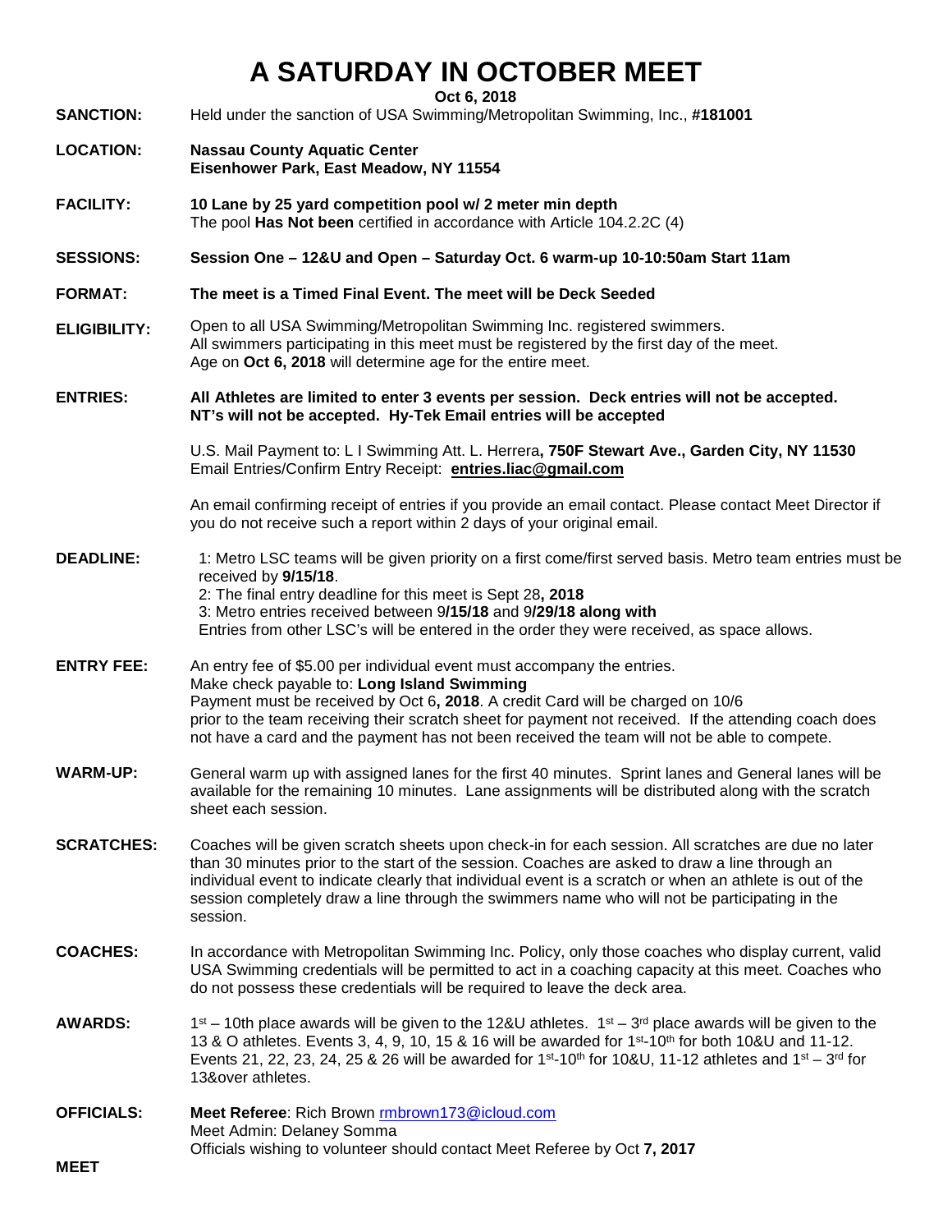# A SATURDAY IN OCTOBER MEET

**Oct 6, 2018**

**SANCTION:** Held under the sanction of USA Swimming/Metropolitan Swimming, Inc., **#181001**

**LOCATION:** **Nassau County Aquatic Center**
**Eisenhower Park, East Meadow, NY 11554**

**FACILITY:** **10 Lane by 25 yard competition pool w/ 2 meter min depth**
The pool **Has Not been** certified in accordance with Article 104.2.2C (4)

**SESSIONS:** **Session One – 12&U and Open – Saturday Oct. 6 warm-up 10-10:50am Start 11am**

**FORMAT:** **The meet is a Timed Final Event. The meet will be Deck Seeded**

**ELIGIBILITY:** Open to all USA Swimming/Metropolitan Swimming Inc. registered swimmers.
All swimmers participating in this meet must be registered by the first day of the meet.
Age on **Oct 6, 2018** will determine age for the entire meet.

**ENTRIES:** **All Athletes are limited to enter 3 events per session. Deck entries will not be accepted. NT's will not be accepted. Hy-Tek Email entries will be accepted**

U.S. Mail Payment to: L I Swimming Att. L. Herrera**, 750F Stewart Ave., Garden City, NY 11530**
Email Entries/Confirm Entry Receipt: **entries.liac@gmail.com**

An email confirming receipt of entries if you provide an email contact. Please contact Meet Director if you do not receive such a report within 2 days of your original email.

**DEADLINE:** 1: Metro LSC teams will be given priority on a first come/first served basis. Metro team entries must be received by **9/15/18**.
2: The final entry deadline for this meet is Sept 28**, 2018**
3: Metro entries received between 9**/15/18** and 9**/29/18 along with**
Entries from other LSC's will be entered in the order they were received, as space allows.

**ENTRY FEE:** An entry fee of $5.00 per individual event must accompany the entries.
Make check payable to: **Long Island Swimming**
Payment must be received by Oct 6**, 2018**. A credit Card will be charged on 10/6 prior to the team receiving their scratch sheet for payment not received. If the attending coach does not have a card and the payment has not been received the team will not be able to compete.

**WARM-UP:** General warm up with assigned lanes for the first 40 minutes. Sprint lanes and General lanes will be available for the remaining 10 minutes. Lane assignments will be distributed along with the scratch sheet each session.

**SCRATCHES:** Coaches will be given scratch sheets upon check-in for each session. All scratches are due no later than 30 minutes prior to the start of the session. Coaches are asked to draw a line through an individual event to indicate clearly that individual event is a scratch or when an athlete is out of the session completely draw a line through the swimmers name who will not be participating in the session.

**COACHES:** In accordance with Metropolitan Swimming Inc. Policy, only those coaches who display current, valid USA Swimming credentials will be permitted to act in a coaching capacity at this meet. Coaches who do not possess these credentials will be required to leave the deck area.

**AWARDS:** 1st – 10th place awards will be given to the 12&U athletes. 1st – 3rd place awards will be given to the 13 & O athletes. Events 3, 4, 9, 10, 15 & 16 will be awarded for 1st-10th for both 10&U and 11-12. Events 21, 22, 23, 24, 25 & 26 will be awarded for 1st-10th for 10&U, 11-12 athletes and 1st – 3rd for 13&over athletes.

**OFFICIALS:** **Meet Referee**: Rich Brown rmbrown173@icloud.com
Meet Admin: Delaney Somma
Officials wishing to volunteer should contact Meet Referee by Oct **7, 2017**

**MEET**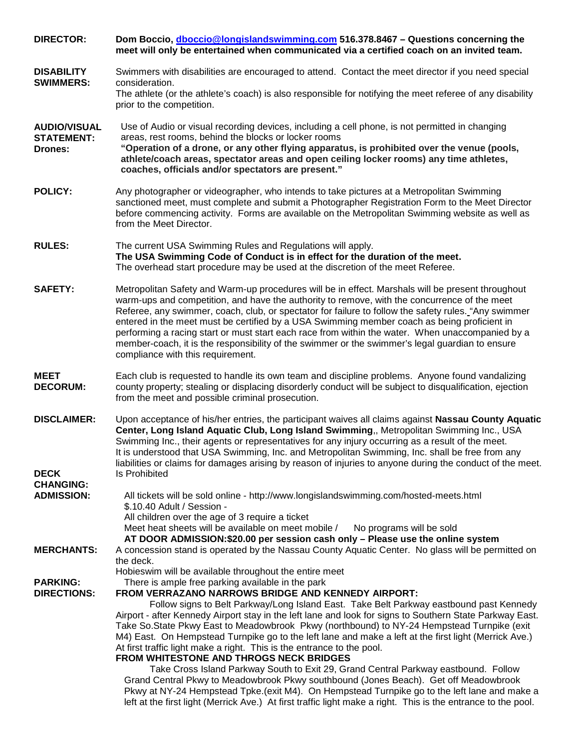**DIRECTOR:** **Dom Boccio, [dboccio@longislandswimming.com](mailto:dboccio@longislandswimming.com) 516.378.8467 – Questions concerning the meet will only be entertained when communicated via a certified coach on an invited team.**

**DISABILITY SWIMMERS:** Swimmers with disabilities are encouraged to attend. Contact the meet director if you need special consideration.
The athlete (or the athlete's coach) is also responsible for notifying the meet referee of any disability prior to the competition.

**AUDIO/VISUAL STATEMENT:** Use of Audio or visual recording devices, including a cell phone, is not permitted in changing areas, rest rooms, behind the blocks or locker rooms

**Drones:** **"Operation of a drone, or any other flying apparatus, is prohibited over the venue (pools, athlete/coach areas, spectator areas and open ceiling locker rooms) any time athletes, coaches, officials and/or spectators are present."**

**POLICY:** Any photographer or videographer, who intends to take pictures at a Metropolitan Swimming sanctioned meet, must complete and submit a Photographer Registration Form to the Meet Director before commencing activity. Forms are available on the Metropolitan Swimming website as well as from the Meet Director.

**RULES:** The current USA Swimming Rules and Regulations will apply.
**The USA Swimming Code of Conduct is in effect for the duration of the meet.**
The overhead start procedure may be used at the discretion of the meet Referee.

**SAFETY:** Metropolitan Safety and Warm-up procedures will be in effect. Marshals will be present throughout warm-ups and competition, and have the authority to remove, with the concurrence of the meet Referee, any swimmer, coach, club, or spectator for failure to follow the safety rules. "Any swimmer entered in the meet must be certified by a USA Swimming member coach as being proficient in performing a racing start or must start each race from within the water. When unaccompanied by a member-coach, it is the responsibility of the swimmer or the swimmer's legal guardian to ensure compliance with this requirement.

**MEET DECORUM:** Each club is requested to handle its own team and discipline problems. Anyone found vandalizing county property; stealing or displacing disorderly conduct will be subject to disqualification, ejection from the meet and possible criminal prosecution.

**DISCLAIMER:** Upon acceptance of his/her entries, the participant waives all claims against **Nassau County Aquatic Center, Long Island Aquatic Club, Long Island Swimming**,, Metropolitan Swimming Inc., USA Swimming Inc., their agents or representatives for any injury occurring as a result of the meet.
It is understood that USA Swimming, Inc. and Metropolitan Swimming, Inc. shall be free from any liabilities or claims for damages arising by reason of injuries to anyone during the conduct of the meet.

**DECK CHANGING:** Is Prohibited

**ADMISSION:** All tickets will be sold online - http://www.longislandswimming.com/hosted-meets.html
$.10.40 Adult / Session -
All children over the age of 3 require a ticket
Meet heat sheets will be available on meet mobile / No programs will be sold
**AT DOOR ADMISSION:$20.00 per session cash only – Please use the online system**

**MERCHANTS:** A concession stand is operated by the Nassau County Aquatic Center. No glass will be permitted on the deck.
Hobieswim will be available throughout the entire meet

**PARKING:** There is ample free parking available in the park

**DIRECTIONS:** **FROM VERRAZANO NARROWS BRIDGE AND KENNEDY AIRPORT:**
Follow signs to Belt Parkway/Long Island East. Take Belt Parkway eastbound past Kennedy Airport - after Kennedy Airport stay in the left lane and look for signs to Southern State Parkway East. Take So.State Pkwy East to Meadowbrook Pkwy (northbound) to NY-24 Hempstead Turnpike (exit M4) East. On Hempstead Turnpike go to the left lane and make a left at the first light (Merrick Ave.) At first traffic light make a right. This is the entrance to the pool.

**FROM WHITESTONE AND THROGS NECK BRIDGES**
Take Cross Island Parkway South to Exit 29, Grand Central Parkway eastbound. Follow Grand Central Pkwy to Meadowbrook Pkwy southbound (Jones Beach). Get off Meadowbrook Pkwy at NY-24 Hempstead Tpke.(exit M4). On Hempstead Turnpike go to the left lane and make a left at the first light (Merrick Ave.) At first traffic light make a right. This is the entrance to the pool.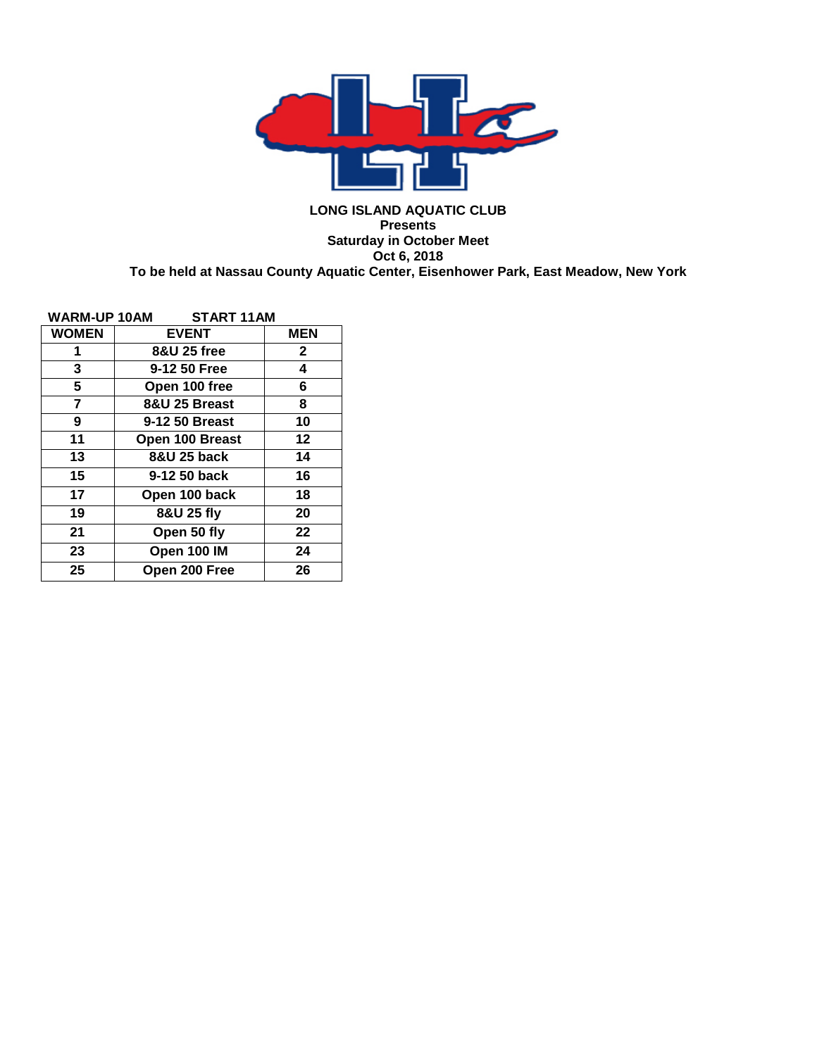**LONG ISLAND AQUATIC CLUB**
**Presents**
**Saturday in October Meet**
**Oct 6, 2018**
**To be held at Nassau County Aquatic Center, Eisenhower Park, East Meadow, New York**

**WARM-UP 10AM START 11AM**

| WOMEN | EVENT | MEN |
|---|---|---|
| 1 | 8&U 25 free | 2 |
| 3 | 9-12 50 Free | 4 |
| 5 | Open 100 free | 6 |
| 7 | 8&U 25 Breast | 8 |
| 9 | 9-12 50 Breast | 10 |
| 11 | Open 100 Breast | 12 |
| 13 | 8&U 25 back | 14 |
| 15 | 9-12 50 back | 16 |
| 17 | Open 100 back | 18 |
| 19 | 8&U 25 fly | 20 |
| 21 | Open 50 fly | 22 |
| 23 | Open 100 IM | 24 |
| 25 | Open 200 Free | 26 |